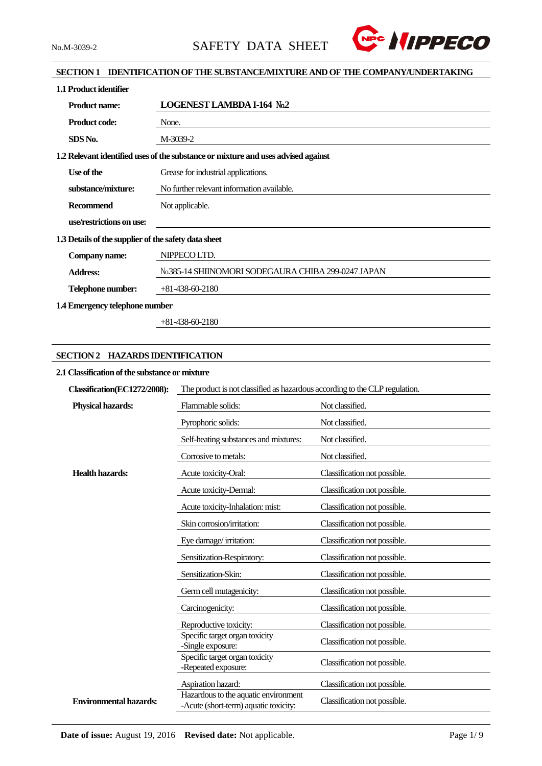No.M-3039-2

# SAFETY DATA SHEET

NIPPECO

## SECTION 1 IDENTIFICATION OF THE SUBSTANCE/MIXTURE AND OF THE COMPANY/UNDERTAKING

### 1.1 Product identifier

| | |
|---|---|
| **Product name:** | **LOGENEST LAMBDA I-164 №2** |
| **Product code:** | None. |
| **SDS No.** | M-3039-2 |

### 1.2 Relevant identified uses of the substance or mixture and uses advised against

| | |
|---|---|
| **Use of the substance/mixture:** | Grease for industrial applications. No further relevant information available. |
| **Recommend use/restrictions on use:** | Not applicable. |

### 1.3 Details of the supplier of the safety data sheet

| | |
|---|---|
| **Company name:** | NIPPECO LTD. |
| **Address:** | №385-14 SHIINOMORI SODEGAURA CHIBA 299-0247 JAPAN |
| **Telephone number:** | +81-438-60-2180 |

### 1.4 Emergency telephone number

+81-438-60-2180

## SECTION 2 HAZARDS IDENTIFICATION

### 2.1 Classification of the substance or mixture

**Classification(EC1272/2008):** The product is not classified as hazardous according to the CLP regulation.

| | | |
|---|---|---|
| **Physical hazards:** | Flammable solids: | Not classified. |
| | Pyrophoric solids: | Not classified. |
| | Self-heating substances and mixtures: | Not classified. |
| | Corrosive to metals: | Not classified. |
| **Health hazards:** | Acute toxicity-Oral: | Classification not possible. |
| | Acute toxicity-Dermal: | Classification not possible. |
| | Acute toxicity-Inhalation: mist: | Classification not possible. |
| | Skin corrosion/irritation: | Classification not possible. |
| | Eye damage/ irritation: | Classification not possible. |
| | Sensitization-Respiratory: | Classification not possible. |
| | Sensitization-Skin: | Classification not possible. |
| | Germ cell mutagenicity: | Classification not possible. |
| | Carcinogenicity: | Classification not possible. |
| | Reproductive toxicity: | Classification not possible. |
| | Specific target organ toxicity -Single exposure: | Classification not possible. |
| | Specific target organ toxicity -Repeated exposure: | Classification not possible. |
| | Aspiration hazard: | Classification not possible. |
| **Environmental hazards:** | Hazardous to the aquatic environment -Acute (short-term) aquatic toxicity: | Classification not possible. |

**Date of issue:** August 19, 2016 **Revised date:** Not applicable.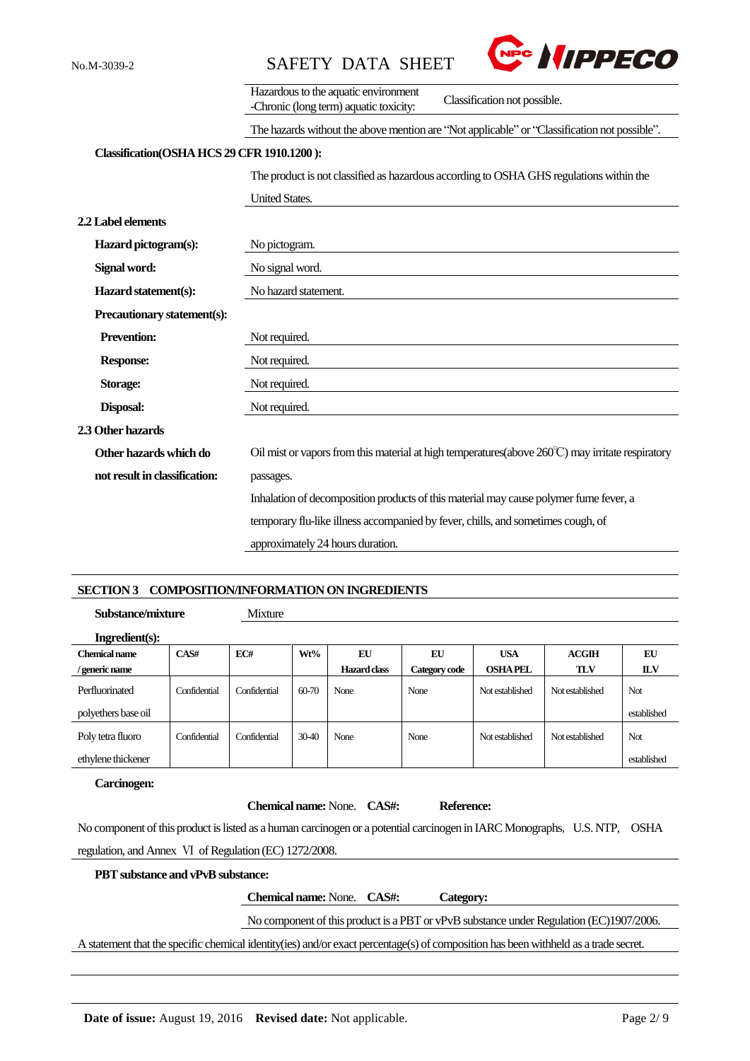| | |
|---|---|
| Hazardous to the aquatic environment -Chronic (long term) aquatic toxicity: | Classification not possible. |

The hazards without the above mention are "Not applicable" or "Classification not possible".

**Classification(OSHA HCS 29 CFR 1910.1200 ):**

The product is not classified as hazardous according to OSHA GHS regulations within the United States.

**2.2 Label elements**

**Hazard pictogram(s):** No pictogram.

**Signal word:** No signal word.

**Hazard statement(s):** No hazard statement.

**Precautionary statement(s):**

**Prevention:** Not required.

**Response:** Not required.

**Storage:** Not required.

**Disposal:** Not required.

**2.3 Other hazards**

**Other hazards which do not result in classification:** Oil mist or vapors from this material at high temperatures(above 260℃) may irritate respiratory passages.

Inhalation of decomposition products of this material may cause polymer fume fever, a temporary flu-like illness accompanied by fever, chills, and sometimes cough, of approximately 24 hours duration.

## SECTION 3 COMPOSITION/INFORMATION ON INGREDIENTS

**Substance/mixture** Mixture

**Ingredient(s):**

| Chemical name / generic name | CAS# | EC# | Wt% | EU Hazard class | EU Category code | USA OSHA PEL | ACGIH TLV | EU ILV |
|---|---|---|---|---|---|---|---|---|
| Perfluorinated polyethers base oil | Confidential | Confidential | 60-70 | None | None | Not established | Not established | Not established |
| Poly tetra fluoro ethylene thickener | Confidential | Confidential | 30-40 | None | None | Not established | Not established | Not established |

**Carcinogen:**

**Chemical name:** None. **CAS#:** **Reference:**

No component of this product is listed as a human carcinogen or a potential carcinogen in IARC Monographs, U.S. NTP, OSHA regulation, and Annex Ⅵ of Regulation (EC) 1272/2008.

**PBT substance and vPvB substance:**

**Chemical name:** None. **CAS#:** **Category:**

No component of this product is a PBT or vPvB substance under Regulation (EC)1907/2006.

A statement that the specific chemical identity(ies) and/or exact percentage(s) of composition has been withheld as a trade secret.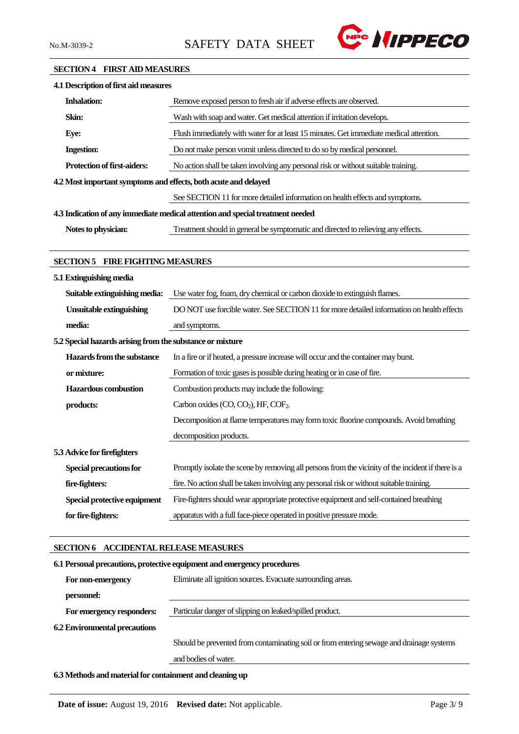## SECTION 4 FIRST AID MEASURES

### 4.1 Description of first aid measures

| | |
|---|---|
| **Inhalation:** | Remove exposed person to fresh air if adverse effects are observed. |
| **Skin:** | Wash with soap and water. Get medical attention if irritation develops. |
| **Eye:** | Flush immediately with water for at least 15 minutes. Get immediate medical attention. |
| **Ingestion:** | Do not make person vomit unless directed to do so by medical personnel. |
| **Protection of first-aiders:** | No action shall be taken involving any personal risk or without suitable training. |

### 4.2 Most important symptoms and effects, both acute and delayed

See SECTION 11 for more detailed information on health effects and symptoms.

### 4.3 Indication of any immediate medical attention and special treatment needed

| | |
|---|---|
| **Notes to physician:** | Treatment should in general be symptomatic and directed to relieving any effects. |

## SECTION 5 FIRE FIGHTING MEASURES

### 5.1 Extinguishing media

| | |
|---|---|
| **Suitable extinguishing media:** | Use water fog, foam, dry chemical or carbon dioxide to extinguish flames. |
| **Unsuitable extinguishing media:** | DO NOT use forcible water. See SECTION 11 for more detailed information on health effects and symptoms. |

### 5.2 Special hazards arising from the substance or mixture

| | |
|---|---|
| **Hazards from the substance or mixture:** | In a fire or if heated, a pressure increase will occur and the container may burst. Formation of toxic gases is possible during heating or in case of fire. |
| **Hazardous combustion products:** | Combustion products may include the following: Carbon oxides ($CO$, $CO_2$), HF, $COF_2$. Decomposition at flame temperatures may form toxic fluorine compounds. Avoid breathing decomposition products. |

### 5.3 Advice for firefighters

| | |
|---|---|
| **Special precautions for fire-fighters:** | Promptly isolate the scene by removing all persons from the vicinity of the incident if there is a fire. No action shall be taken involving any personal risk or without suitable training. |
| **Special protective equipment for fire-fighters:** | Fire-fighters should wear appropriate protective equipment and self-contained breathing apparatus with a full face-piece operated in positive pressure mode. |

## SECTION 6 ACCIDENTAL RELEASE MEASURES

### 6.1 Personal precautions, protective equipment and emergency procedures

| | |
|---|---|
| **For non-emergency personnel:** | Eliminate all ignition sources. Evacuate surrounding areas. |
| **For emergency responders:** | Particular danger of slipping on leaked/spilled product. |

### 6.2 Environmental precautions

Should be prevented from contaminating soil or from entering sewage and drainage systems and bodies of water.

### 6.3 Methods and material for containment and cleaning up

**Date of issue:** August 19, 2016 **Revised date:** Not applicable.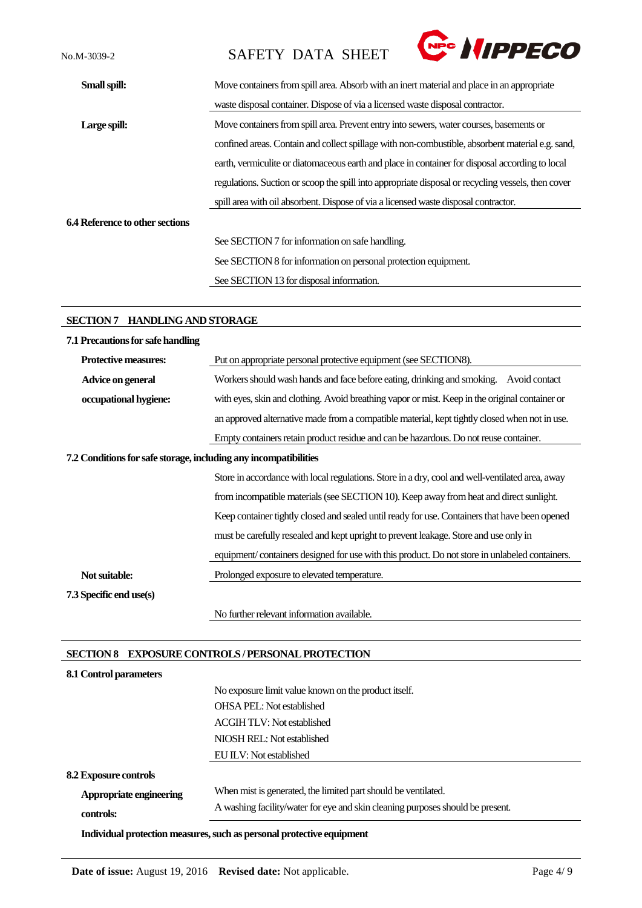**Small spill:** Move containers from spill area. Absorb with an inert material and place in an appropriate waste disposal container. Dispose of via a licensed waste disposal contractor.

**Large spill:** Move containers from spill area. Prevent entry into sewers, water courses, basements or confined areas. Contain and collect spillage with non-combustible, absorbent material e.g. sand, earth, vermiculite or diatomaceous earth and place in container for disposal according to local regulations. Suction or scoop the spill into appropriate disposal or recycling vessels, then cover spill area with oil absorbent. Dispose of via a licensed waste disposal contractor.

**6.4 Reference to other sections**

See SECTION 7 for information on safe handling.
See SECTION 8 for information on personal protection equipment.
See SECTION 13 for disposal information.

## SECTION 7 HANDLING AND STORAGE

**7.1 Precautions for safe handling**

**Protective measures:** Put on appropriate personal protective equipment (see SECTION8).

**Advice on general occupational hygiene:** Workers should wash hands and face before eating, drinking and smoking. Avoid contact with eyes, skin and clothing. Avoid breathing vapor or mist. Keep in the original container or an approved alternative made from a compatible material, kept tightly closed when not in use. Empty containers retain product residue and can be hazardous. Do not reuse container.

**7.2 Conditions for safe storage, including any incompatibilities**

Store in accordance with local regulations. Store in a dry, cool and well-ventilated area, away from incompatible materials (see SECTION 10). Keep away from heat and direct sunlight. Keep container tightly closed and sealed until ready for use. Containers that have been opened must be carefully resealed and kept upright to prevent leakage. Store and use only in equipment/ containers designed for use with this product. Do not store in unlabeled containers.

**Not suitable:** Prolonged exposure to elevated temperature.

**7.3 Specific end use(s)**

No further relevant information available.

## SECTION 8 EXPOSURE CONTROLS / PERSONAL PROTECTION

**8.1 Control parameters**

No exposure limit value known on the product itself.
OHSA PEL: Not established
ACGIH TLV: Not established
NIOSH REL: Not established
EU ILV: Not established

**8.2 Exposure controls**

**Appropriate engineering controls:** When mist is generated, the limited part should be ventilated.
A washing facility/water for eye and skin cleaning purposes should be present.

**Individual protection measures, such as personal protective equipment**

**Date of issue:** August 19, 2016 **Revised date:** Not applicable.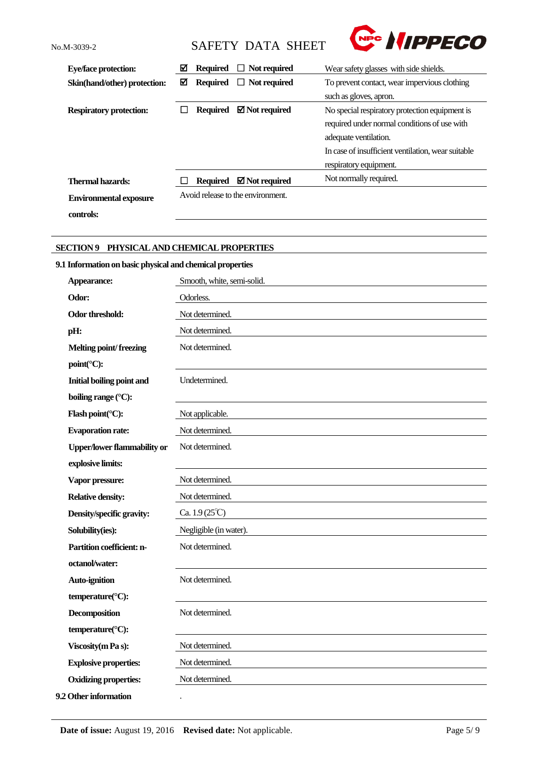| | | |
|---|---|---|
| **Eye/face protection:** | ☑ **Required** ☐ **Not required** | Wear safety glasses with side shields. |
| **Skin(hand/other) protection:** | ☑ **Required** ☐ **Not required** | To prevent contact, wear impervious clothing such as gloves, apron. |
| **Respiratory protection:** | ☐ **Required** ☑ **Not required** | No special respiratory protection equipment is required under normal conditions of use with adequate ventilation. In case of insufficient ventilation, wear suitable respiratory equipment. |
| **Thermal hazards:** | ☐ **Required** ☑ **Not required** | Not normally required. |
| **Environmental exposure controls:** | Avoid release to the environment. | |

## SECTION 9 PHYSICAL AND CHEMICAL PROPERTIES

### 9.1 Information on basic physical and chemical properties

| | |
|---|---|
| **Appearance:** | Smooth, white, semi-solid. |
| **Odor:** | Odorless. |
| **Odor threshold:** | Not determined. |
| **pH:** | Not determined. |
| **Melting point/ freezing point(°C):** | Not determined. |
| **Initial boiling point and boiling range (°C):** | Undetermined. |
| **Flash point(°C):** | Not applicable. |
| **Evaporation rate:** | Not determined. |
| **Upper/lower flammability or explosive limits:** | Not determined. |
| **Vapor pressure:** | Not determined. |
| **Relative density:** | Not determined. |
| **Density/specific gravity:** | Ca. 1.9 (25℃) |
| **Solubility(ies):** | Negligible (in water). |
| **Partition coefficient: n-octanol/water:** | Not determined. |
| **Auto-ignition temperature(°C):** | Not determined. |
| **Decomposition temperature(°C):** | Not determined. |
| **Viscosity(m Pa s):** | Not determined. |
| **Explosive properties:** | Not determined. |
| **Oxidizing properties:** | Not determined. |

### 9.2 Other information

.

**Date of issue:** August 19, 2016 **Revised date:** Not applicable.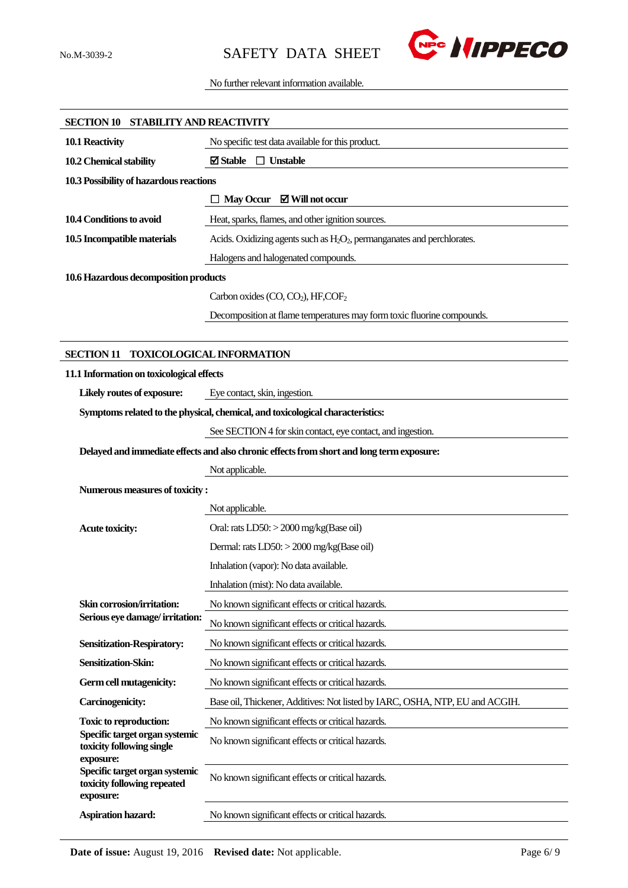No further relevant information available.

## SECTION 10 STABILITY AND REACTIVITY

| | |
|---|---|
| **10.1 Reactivity** | No specific test data available for this product. |
| **10.2 Chemical stability** | ☑ **Stable** ☐ **Unstable** |
| **10.3 Possibility of hazardous reactions** | |
| | ☐ **May Occur** ☑ **Will not occur** |
| **10.4 Conditions to avoid** | Heat, sparks, flames, and other ignition sources. |
| **10.5 Incompatible materials** | Acids. Oxidizing agents such as $H_2O_2$, permanganates and perchlorates. |
| | Halogens and halogenated compounds. |
| **10.6 Hazardous decomposition products** | |
| | Carbon oxides ($CO$, $CO_2$), HF,$COF_2$ |
| | Decomposition at flame temperatures may form toxic fluorine compounds. |

## SECTION 11 TOXICOLOGICAL INFORMATION

**11.1 Information on toxicological effects**

| | |
|---|---|
| **Likely routes of exposure:** | Eye contact, skin, ingestion. |
| **Symptoms related to the physical, chemical, and toxicological characteristics:** | |
| | See SECTION 4 for skin contact, eye contact, and ingestion. |
| **Delayed and immediate effects and also chronic effects from short and long term exposure:** | |
| | Not applicable. |
| **Numerous measures of toxicity :** | |
| | Not applicable. |
| **Acute toxicity:** | Oral: rats LD50: > 2000 mg/kg(Base oil) |
| | Dermal: rats LD50: > 2000 mg/kg(Base oil) |
| | Inhalation (vapor): No data available. |
| | Inhalation (mist): No data available. |
| **Skin corrosion/irritation:** | No known significant effects or critical hazards. |
| **Serious eye damage/ irritation:** | No known significant effects or critical hazards. |
| **Sensitization-Respiratory:** | No known significant effects or critical hazards. |
| **Sensitization-Skin:** | No known significant effects or critical hazards. |
| **Germ cell mutagenicity:** | No known significant effects or critical hazards. |
| **Carcinogenicity:** | Base oil, Thickener, Additives: Not listed by IARC, OSHA, NTP, EU and ACGIH. |
| **Toxic to reproduction:** | No known significant effects or critical hazards. |
| **Specific target organ systemic toxicity following single exposure:** | No known significant effects or critical hazards. |
| **Specific target organ systemic toxicity following repeated exposure:** | No known significant effects or critical hazards. |
| **Aspiration hazard:** | No known significant effects or critical hazards. |

**Date of issue:** August 19, 2016 **Revised date:** Not applicable.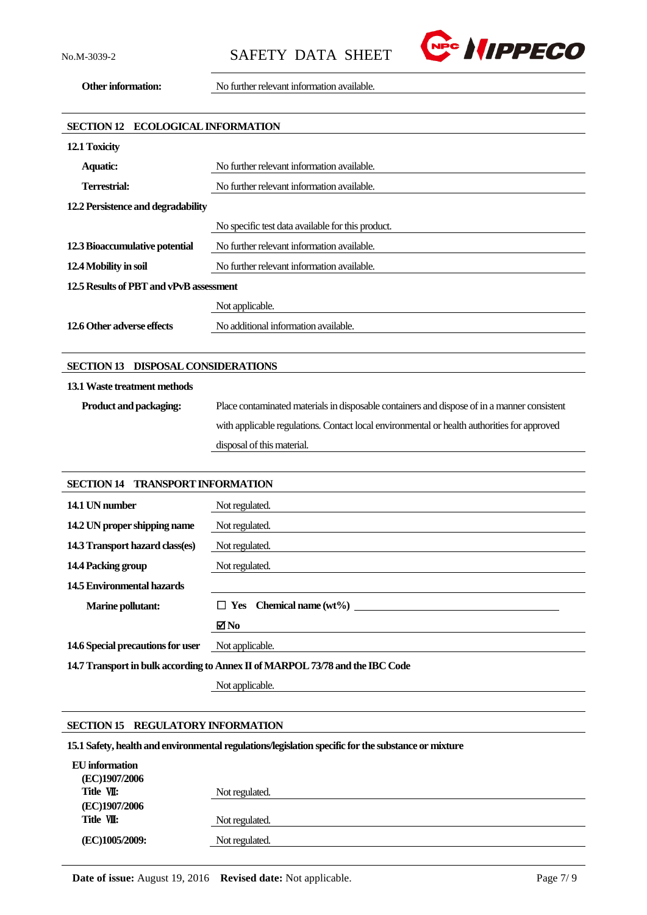**Other information:** No further relevant information available.

## SECTION 12 ECOLOGICAL INFORMATION

**12.1 Toxicity**

| | |
|---|---|
| **Aquatic:** | No further relevant information available. |
| **Terrestrial:** | No further relevant information available. |

**12.2 Persistence and degradability**

No specific test data available for this product.

| | |
|---|---|
| **12.3 Bioaccumulative potential** | No further relevant information available. |
| **12.4 Mobility in soil** | No further relevant information available. |

**12.5 Results of PBT and vPvB assessment**

Not applicable.

**12.6 Other adverse effects** No additional information available.

## SECTION 13 DISPOSAL CONSIDERATIONS

**13.1 Waste treatment methods**

**Product and packaging:** Place contaminated materials in disposable containers and dispose of in a manner consistent with applicable regulations. Contact local environmental or health authorities for approved disposal of this material.

## SECTION 14 TRANSPORT INFORMATION

| | |
|---|---|
| **14.1 UN number** | Not regulated. |
| **14.2 UN proper shipping name** | Not regulated. |
| **14.3 Transport hazard class(es)** | Not regulated. |
| **14.4 Packing group** | Not regulated. |

**14.5 Environmental hazards**

**Marine pollutant:** ☐ **Yes** **Chemical name (wt%)** ______

☑ **No**

**14.6 Special precautions for user** Not applicable.

**14.7 Transport in bulk according to Annex II of MARPOL 73/78 and the IBC Code**

Not applicable.

## SECTION 15 REGULATORY INFORMATION

**15.1 Safety, health and environmental regulations/legislation specific for the substance or mixture**

**EU information**

| | |
|---|---|
| **(EC)1907/2006 Title Ⅶ:** | Not regulated. |
| **(EC)1907/2006 Title Ⅷ:** | Not regulated. |
| **(EC)1005/2009:** | Not regulated. |

**Date of issue:** August 19, 2016 **Revised date:** Not applicable.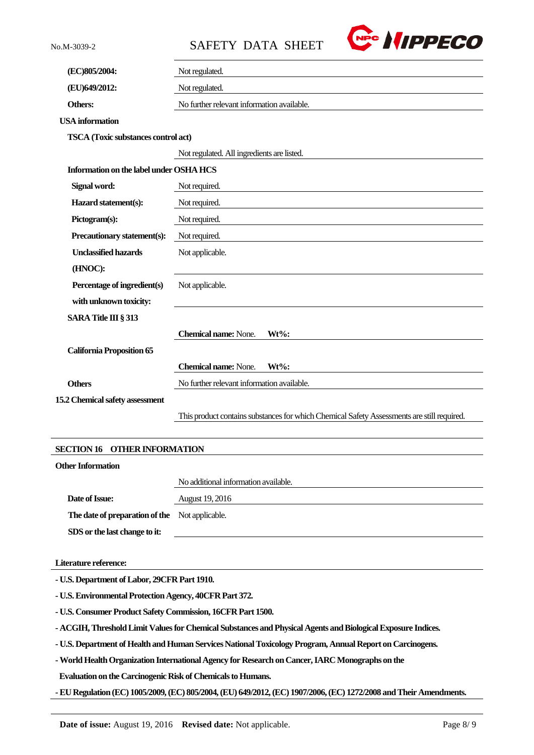| | |
|---|---|
| **(EC)805/2004:** | Not regulated. |
| **(EU)649/2012:** | Not regulated. |
| **Others:** | No further relevant information available. |

**USA information**

**TSCA (Toxic substances control act)**

Not regulated. All ingredients are listed.

**Information on the label under OSHA HCS**

| | |
|---|---|
| **Signal word:** | Not required. |
| **Hazard statement(s):** | Not required. |
| **Pictogram(s):** | Not required. |
| **Precautionary statement(s):** | Not required. |
| **Unclassified hazards (HNOC):** | Not applicable. |
| **Percentage of ingredient(s) with unknown toxicity:** | Not applicable. |

**SARA Title III § 313**

**Chemical name:** None. **Wt%:**

**California Proposition 65**

**Chemical name:** None. **Wt%:**

| | |
|---|---|
| **Others** | No further relevant information available. |

**15.2 Chemical safety assessment**

This product contains substances for which Chemical Safety Assessments are still required.

## SECTION 16 OTHER INFORMATION

**Other Information**

No additional information available.

| | |
|---|---|
| **Date of Issue:** | August 19, 2016 |
| **The date of preparation of the SDS or the last change to it:** | Not applicable. |

**Literature reference:**

- **U.S. Department of Labor, 29CFR Part 1910.**
- **U.S. Environmental Protection Agency, 40CFR Part 372.**
- **U.S. Consumer Product Safety Commission, 16CFR Part 1500.**
- **ACGIH, Threshold Limit Values for Chemical Substances and Physical Agents and Biological Exposure Indices.**
- **U.S. Department of Health and Human Services National Toxicology Program, Annual Report on Carcinogens.**
- **World Health Organization International Agency for Research on Cancer, IARC Monographs on the Evaluation on the Carcinogenic Risk of Chemicals to Humans.**
- **EU Regulation (EC) 1005/2009, (EC) 805/2004, (EU) 649/2012, (EC) 1907/2006, (EC) 1272/2008 and Their Amendments.**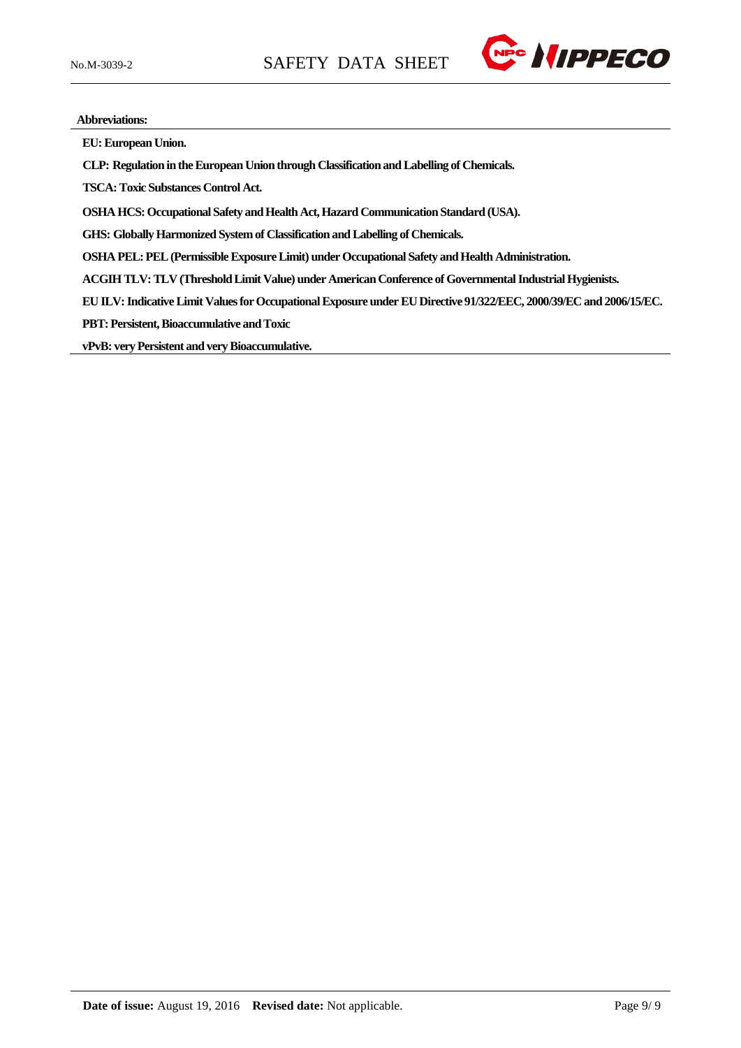**Abbreviations:**

**EU: European Union.**

**CLP: Regulation in the European Union through Classification and Labelling of Chemicals.**

**TSCA: Toxic Substances Control Act.**

**OSHA HCS: Occupational Safety and Health Act, Hazard Communication Standard (USA).**

**GHS: Globally Harmonized System of Classification and Labelling of Chemicals.**

**OSHA PEL: PEL (Permissible Exposure Limit) under Occupational Safety and Health Administration.**

**ACGIH TLV: TLV (Threshold Limit Value) under American Conference of Governmental Industrial Hygienists.**

**EU ILV: Indicative Limit Values for Occupational Exposure under EU Directive 91/322/EEC, 2000/39/EC and 2006/15/EC.**

**PBT: Persistent, Bioaccumulative and Toxic**

**vPvB: very Persistent and very Bioaccumulative.**

**Date of issue:** August 19, 2016 **Revised date:** Not applicable.